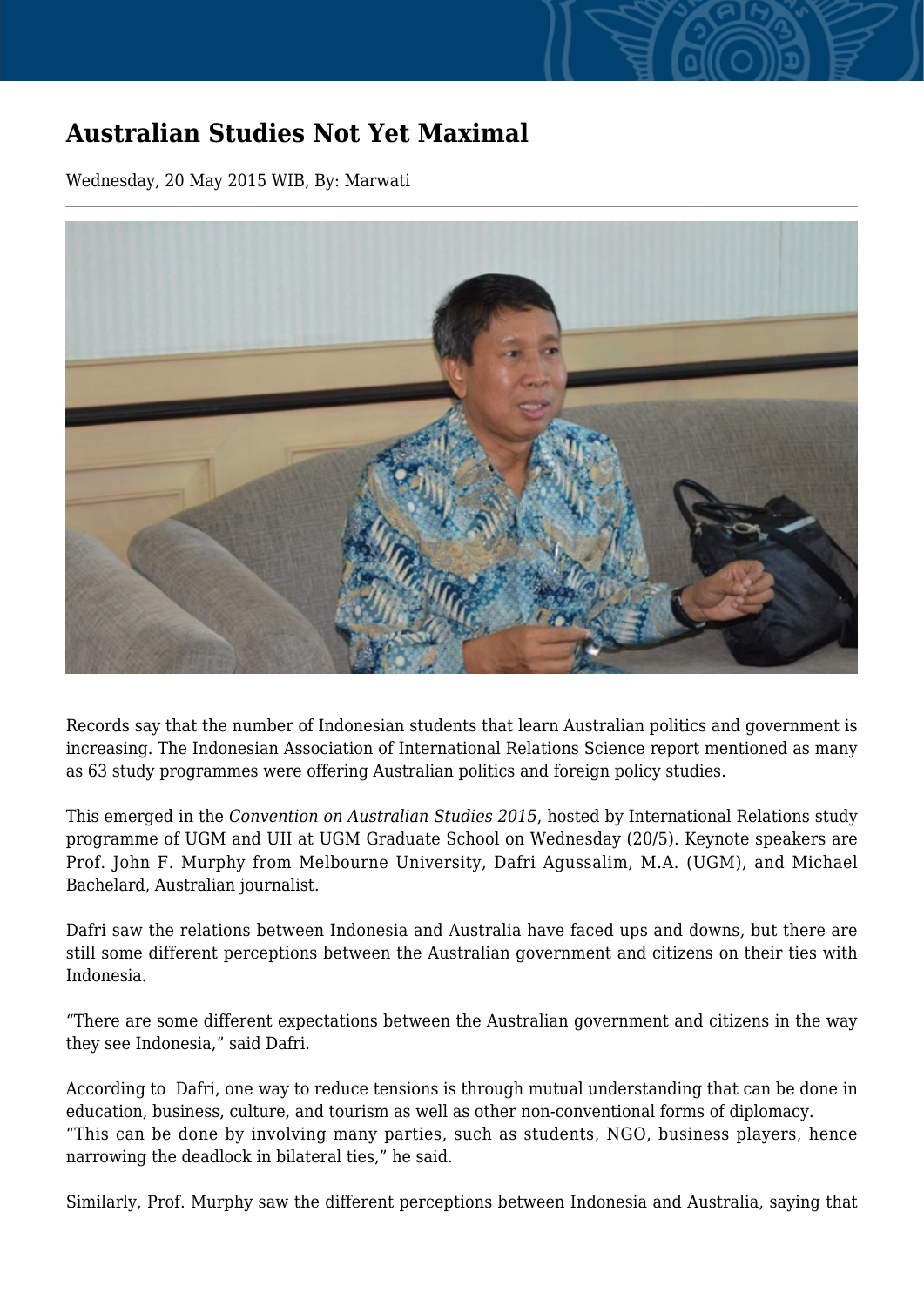# Australian Studies Not Yet Maximal

Wednesday, 20 May 2015 WIB, By: Marwati

Records say that the number of Indonesian students that learn Australian politics and government is increasing. The Indonesian Association of International Relations Science report mentioned as many as 63 study programmes were offering Australian politics and foreign policy studies.

This emerged in the *Convention on Australian Studies 2015*, hosted by International Relations study programme of UGM and UII at UGM Graduate School on Wednesday (20/5). Keynote speakers are Prof. John F. Murphy from Melbourne University, Dafri Agussalim, M.A. (UGM), and Michael Bachelard, Australian journalist.

Dafri saw the relations between Indonesia and Australia have faced ups and downs, but there are still some different perceptions between the Australian government and citizens on their ties with Indonesia.

"There are some different expectations between the Australian government and citizens in the way they see Indonesia," said Dafri.

According to Dafri, one way to reduce tensions is through mutual understanding that can be done in education, business, culture, and tourism as well as other non-conventional forms of diplomacy. "This can be done by involving many parties, such as students, NGO, business players, hence narrowing the deadlock in bilateral ties," he said.

Similarly, Prof. Murphy saw the different perceptions between Indonesia and Australia, saying that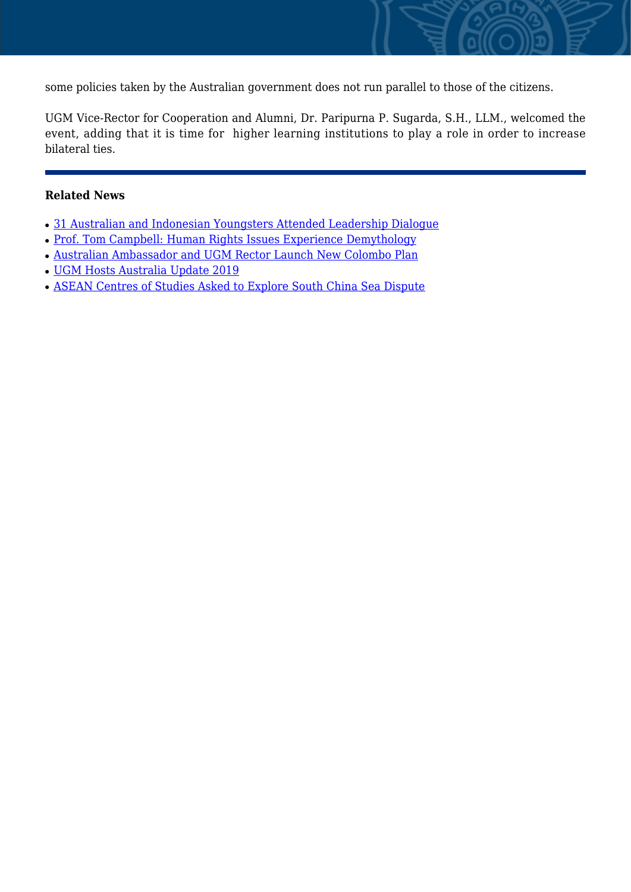some policies taken by the Australian government does not run parallel to those of the citizens.

UGM Vice-Rector for Cooperation and Alumni, Dr. Paripurna P. Sugarda, S.H., LLM., welcomed the event, adding that it is time for higher learning institutions to play a role in order to increase bilateral ties.

---

**Related News**

- 31 Australian and Indonesian Youngsters Attended Leadership Dialogue
- Prof. Tom Campbell: Human Rights Issues Experience Demythology
- Australian Ambassador and UGM Rector Launch New Colombo Plan
- UGM Hosts Australia Update 2019
- ASEAN Centres of Studies Asked to Explore South China Sea Dispute